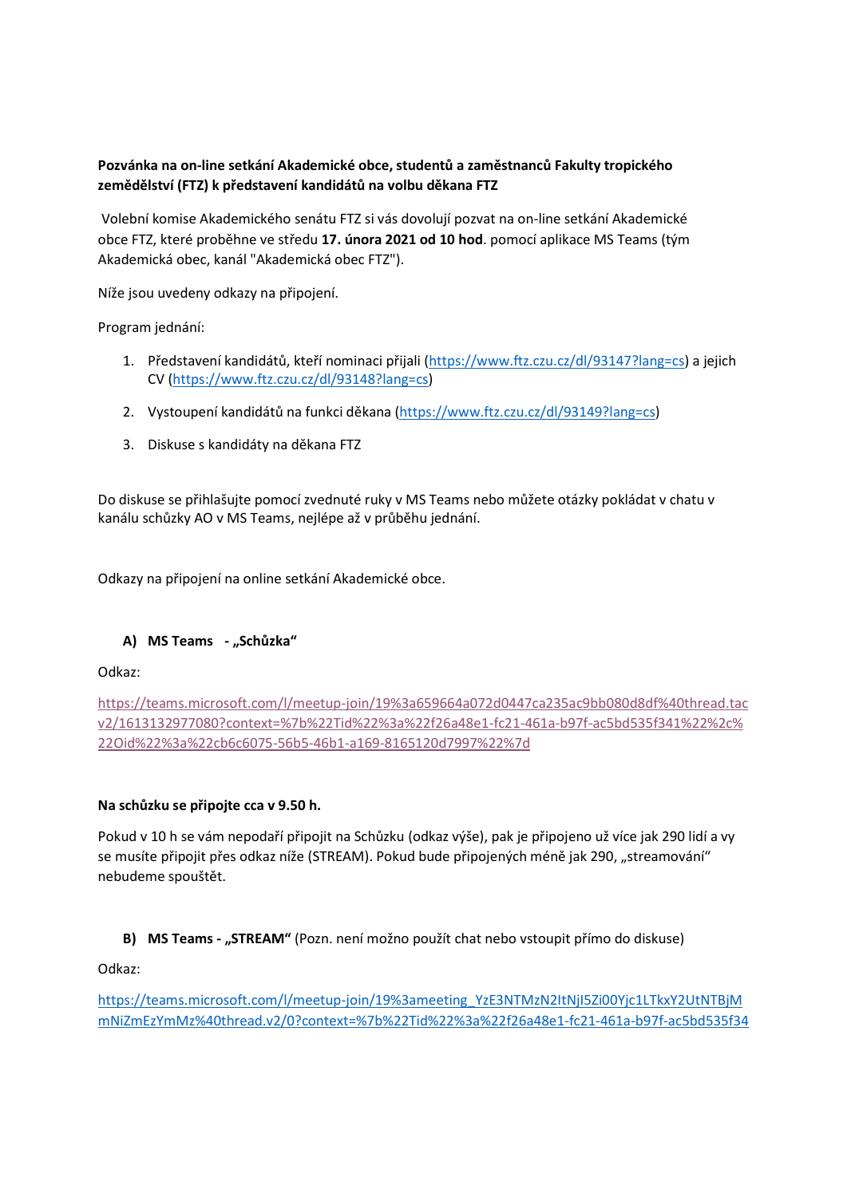**Pozvánka na on-line setkání Akademické obce, studentů a zaměstnanců Fakulty tropického zemědělství (FTZ) k představení kandidátů na volbu děkana FTZ**

Volební komise Akademického senátu FTZ si vás dovolují pozvat na on-line setkání Akademické obce FTZ, které proběhne ve středu **17. února 2021 od 10 hod**. pomocí aplikace MS Teams (tým Akademická obec, kanál "Akademická obec FTZ").

Níže jsou uvedeny odkazy na připojení.

Program jednání:

1. Představení kandidátů, kteří nominaci přijali (https://www.ftz.czu.cz/dl/93147?lang=cs) a jejich CV (https://www.ftz.czu.cz/dl/93148?lang=cs)
2. Vystoupení kandidátů na funkci děkana (https://www.ftz.czu.cz/dl/93149?lang=cs)
3. Diskuse s kandidáty na děkana FTZ

Do diskuse se přihlašujte pomocí zvednuté ruky v MS Teams nebo můžete otázky pokládat v chatu v kanálu schůzky AO v MS Teams, nejlépe až v průběhu jednání.

Odkazy na připojení na online setkání Akademické obce.

**A) MS Teams - „Schůzka“**

Odkaz:

https://teams.microsoft.com/l/meetup-join/19%3a659664a072d0447ca235ac9bb080d8df%40thread.tacv2/1613132977080?context=%7b%22Tid%22%3a%22f26a48e1-fc21-461a-b97f-ac5bd535f341%22%2c%22Oid%22%3a%22cb6c6075-56b5-46b1-a169-8165120d7997%22%7d

**Na schůzku se připojte cca v 9.50 h.**

Pokud v 10 h se vám nepodaří připojit na Schůzku (odkaz výše), pak je připojeno už více jak 290 lidí a vy se musíte připojit přes odkaz níže (STREAM). Pokud bude připojených méně jak 290, „streamování“ nebudeme spouštět.

**B) MS Teams - „STREAM“** (Pozn. není možno použít chat nebo vstoupit přímo do diskuse)

Odkaz:

https://teams.microsoft.com/l/meetup-join/19%3ameeting_YzE3NTMzN2ItNjI5Zi00Yjc1LTkxY2UtNTBjMmNiZmEzYmMz%40thread.v2/0?context=%7b%22Tid%22%3a%22f26a48e1-fc21-461a-b97f-ac5bd535f34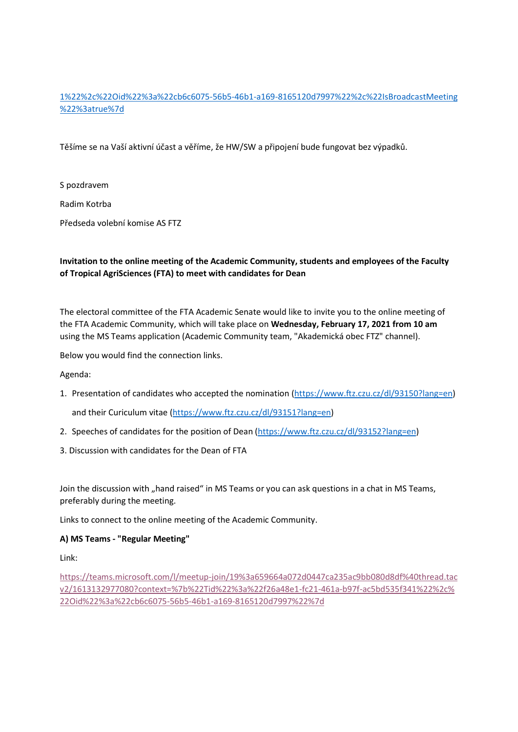1%22%2c%22Oid%22%3a%22cb6c6075-56b5-46b1-a169-8165120d7997%22%2c%22IsBroadcastMeeting%22%3atrue%7d

Těšíme se na Vaší aktivní účast a věříme, že HW/SW a připojení bude fungovat bez výpadků.

S pozdravem

Radim Kotrba

Předseda volební komise AS FTZ

**Invitation to the online meeting of the Academic Community, students and employees of the Faculty of Tropical AgriSciences (FTA) to meet with candidates for Dean**

The electoral committee of the FTA Academic Senate would like to invite you to the online meeting of the FTA Academic Community, which will take place on **Wednesday, February 17, 2021 from 10 am** using the MS Teams application (Academic Community team, "Akademická obec FTZ" channel).

Below you would find the connection links.

Agenda:

1. Presentation of candidates who accepted the nomination (https://www.ftz.czu.cz/dl/93150?lang=en)

   and their Curiculum vitae (https://www.ftz.czu.cz/dl/93151?lang=en)

2. Speeches of candidates for the position of Dean (https://www.ftz.czu.cz/dl/93152?lang=en)

3. Discussion with candidates for the Dean of FTA

Join the discussion with „hand raised" in MS Teams or you can ask questions in a chat in MS Teams, preferably during the meeting.

Links to connect to the online meeting of the Academic Community.

**A) MS Teams - "Regular Meeting"**

Link:

https://teams.microsoft.com/l/meetup-join/19%3a659664a072d0447ca235ac9bb080d8df%40thread.tacv2/1613132977080?context=%7b%22Tid%22%3a%22f26a48e1-fc21-461a-b97f-ac5bd535f341%22%2c%22Oid%22%3a%22cb6c6075-56b5-46b1-a169-8165120d7997%22%7d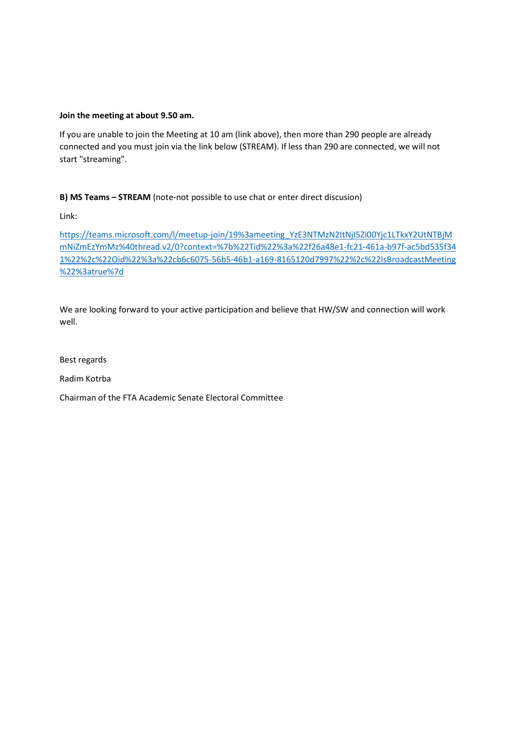**Join the meeting at about 9.50 am.**

If you are unable to join the Meeting at 10 am (link above), then more than 290 people are already connected and you must join via the link below (STREAM). If less than 290 are connected, we will not start "streaming".

**B) MS Teams – STREAM** (note-not possible to use chat or enter direct discusion)

Link:

https://teams.microsoft.com/l/meetup-join/19%3ameeting_YzE3NTMzN2ItNjI5Zi00Yjc1LTkxY2UtNTBjMmNiZmEzYmMz%40thread.v2/0?context=%7b%22Tid%22%3a%22f26a48e1-fc21-461a-b97f-ac5bd535f341%22%2c%22Oid%22%3a%22cb6c6075-56b5-46b1-a169-8165120d7997%22%2c%22IsBroadcastMeeting%22%3atrue%7d

We are looking forward to your active participation and believe that HW/SW and connection will work well.

Best regards

Radim Kotrba

Chairman of the FTA Academic Senate Electoral Committee